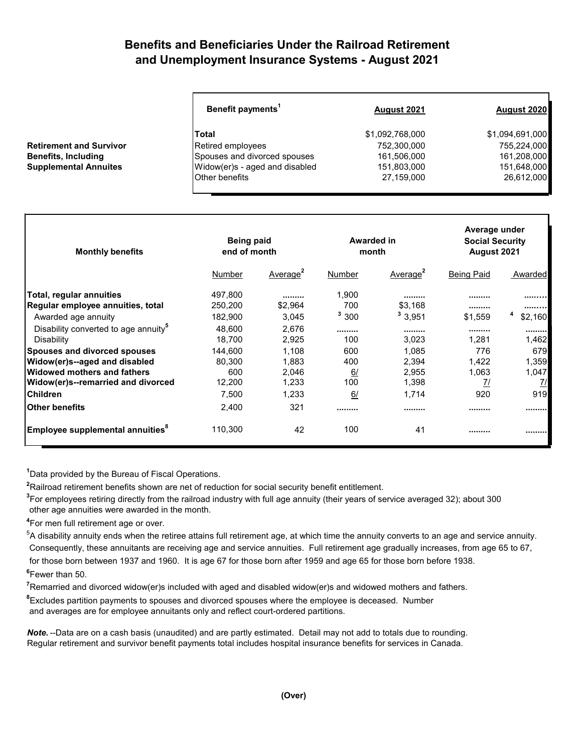# Benefits and Beneficiaries Under the Railroad Retirement and Unemployment Insurance Systems - August 2021

| | Benefit payments[1] | August 2021 | August 2020 |
|---|---|---|---|
| | **Total** | $1,092,768,000 | $1,094,691,000 |
| **Retirement and Survivor** | Retired employees | 752,300,000 | 755,224,000 |
| **Benefits, Including** | Spouses and divorced spouses | 161,506,000 | 161,208,000 |
| **Supplemental Annuites** | Widow(er)s - aged and disabled | 151,803,000 | 151,648,000 |
| | Other benefits | 27,159,000 | 26,612,000 |

| Monthly benefits | Being paid end of month | | Awarded in month | | Average under Social Security August 2021 | |
|---|---|---|---|---|---|---|
| | Number | Average[2] | Number | Average[2] | Being Paid | Awarded |
| **Total, regular annuities** | 497,800 | ......... | 1,900 | ......... | ......... | ......... |
| **Regular employee annuities, total** | 250,200 | $2,964 | 700 | $3,168 | ......... | ......... |
| Awarded age annuity | 182,900 | 3,045 | [3] 300 | [3] 3,951 | $1,559 | [4] $2,160 |
| Disability converted to age annuity[5] | 48,600 | 2,676 | ......... | ......... | ......... | ......... |
| Disability | 18,700 | 2,925 | 100 | 3,023 | 1,281 | 1,462 |
| **Spouses and divorced spouses** | 144,600 | 1,108 | 600 | 1,085 | 776 | 679 |
| **Widow(er)s--aged and disabled** | 80,300 | 1,883 | 400 | 2,394 | 1,422 | 1,359 |
| **Widowed mothers and fathers** | 600 | 2,046 | 6/ | 2,955 | 1,063 | 1,047 |
| **Widow(er)s--remarried and divorced** | 12,200 | 1,233 | 100 | 1,398 | 7/ | 7/ |
| **Children** | 7,500 | 1,233 | 6/ | 1,714 | 920 | 919 |
| **Other benefits** | 2,400 | 321 | ......... | ......... | ......... | ......... |
| **Employee supplemental annuities[8]** | 110,300 | 42 | 100 | 41 | ......... | ......... |

[1] Data provided by the Bureau of Fiscal Operations.

[2] Railroad retirement benefits shown are net of reduction for social security benefit entitlement.

[3] For employees retiring directly from the railroad industry with full age annuity (their years of service averaged 32); about 300 other age annuities were awarded in the month.

[4] For men full retirement age or over.

[5] A disability annuity ends when the retiree attains full retirement age, at which time the annuity converts to an age and service annuity. Consequently, these annuitants are receiving age and service annuities. Full retirement age gradually increases, from age 65 to 67, for those born between 1937 and 1960. It is age 67 for those born after 1959 and age 65 for those born before 1938.

[6] Fewer than 50.

[7] Remarried and divorced widow(er)s included with aged and disabled widow(er)s and widowed mothers and fathers.

[8] Excludes partition payments to spouses and divorced spouses where the employee is deceased. Number and averages are for employee annuitants only and reflect court-ordered partitions.

*Note.*--Data are on a cash basis (unaudited) and are partly estimated. Detail may not add to totals due to rounding. Regular retirement and survivor benefit payments total includes hospital insurance benefits for services in Canada.

**(Over)**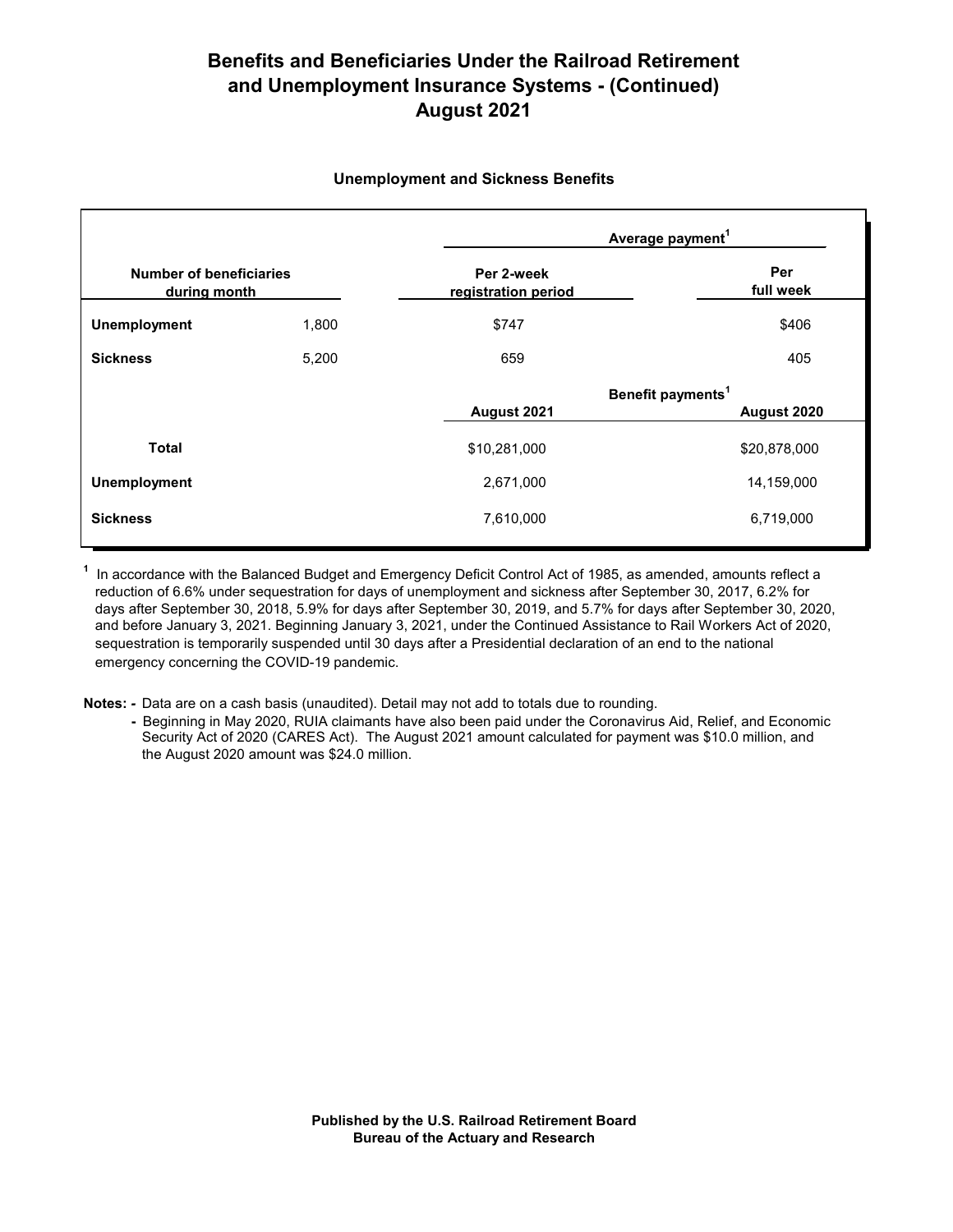# Benefits and Beneficiaries Under the Railroad Retirement and Unemployment Insurance Systems - (Continued)
# August 2021

### Unemployment and Sickness Benefits

| Number of beneficiaries during month | | Average payment[1] Per 2-week registration period | Average payment[1] Per full week |
|---|---|---|---|
| **Unemployment** | 1,800 | $747 | $406 |
| **Sickness** | 5,200 | 659 | 405 |
| | | **Benefit payments[1]** | |
| | | **August 2021** | **August 2020** |
| **Total** | | $10,281,000 | $20,878,000 |
| **Unemployment** | | 2,671,000 | 14,159,000 |
| **Sickness** | | 7,610,000 | 6,719,000 |

[1] In accordance with the Balanced Budget and Emergency Deficit Control Act of 1985, as amended, amounts reflect a reduction of 6.6% under sequestration for days of unemployment and sickness after September 30, 2017, 6.2% for days after September 30, 2018, 5.9% for days after September 30, 2019, and 5.7% for days after September 30, 2020, and before January 3, 2021. Beginning January 3, 2021, under the Continued Assistance to Rail Workers Act of 2020, sequestration is temporarily suspended until 30 days after a Presidential declaration of an end to the national emergency concerning the COVID-19 pandemic.

**Notes:**
- Data are on a cash basis (unaudited). Detail may not add to totals due to rounding.
- Beginning in May 2020, RUIA claimants have also been paid under the Coronavirus Aid, Relief, and Economic Security Act of 2020 (CARES Act). The August 2021 amount calculated for payment was $10.0 million, and the August 2020 amount was $24.0 million.

**Published by the U.S. Railroad Retirement Board**
**Bureau of the Actuary and Research**